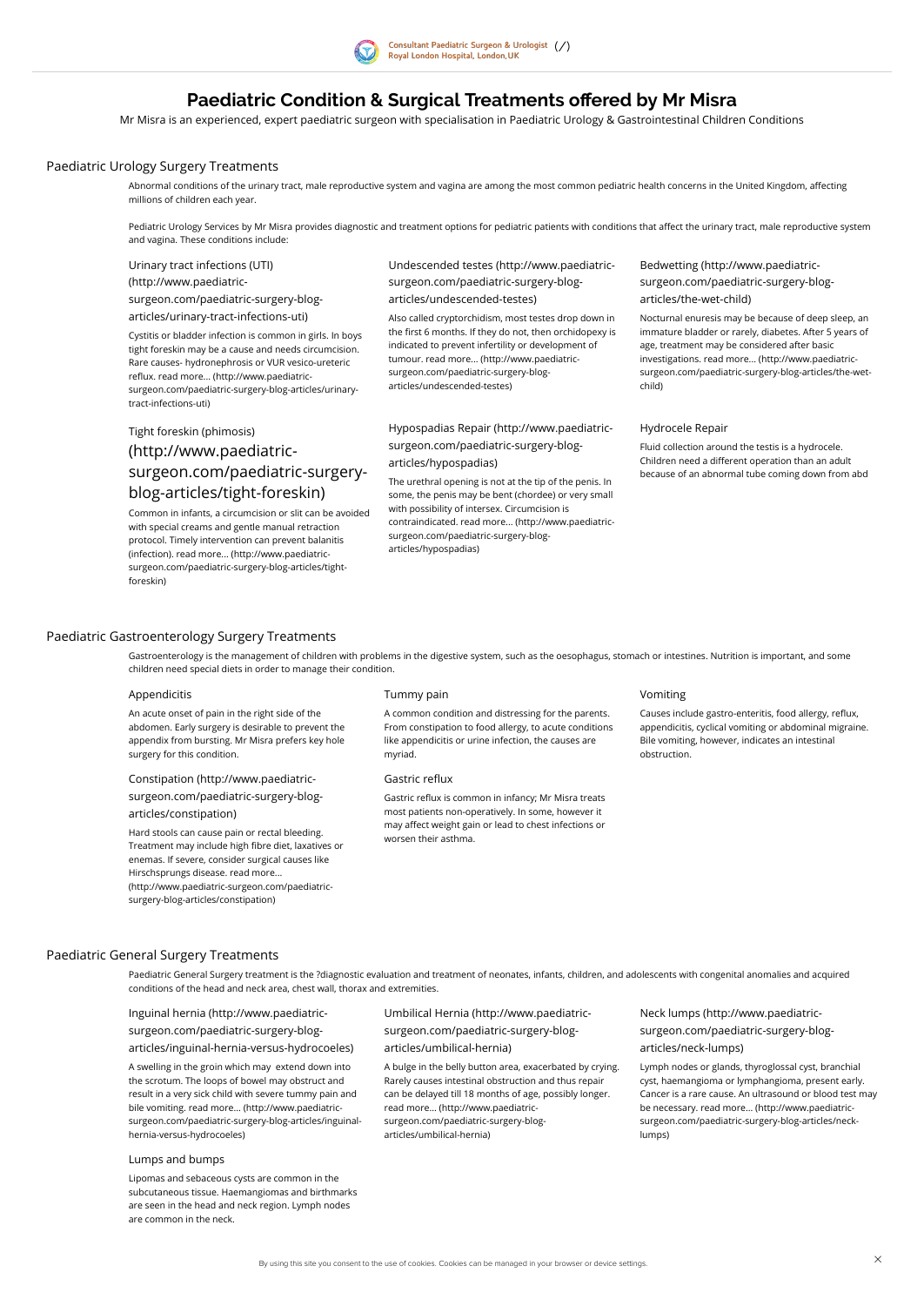# Paediatric Condition & Surgical Treatments offered by Mr Misra

Mr Misra is an experienced, expert paediatric surgeon with specialisation in Paediatric Urology & Gastrointestinal Children Conditions

## Paediatric Urology Surgery Treatments

Abnormal conditions of the urinary tract, male reproductive system and vagina are among the most common pediatric health concerns in the United Kingdom, affecting millions of children each year.

Pediatric Urology Services by Mr Misra provides diagnostic and treatment options for pediatric patients with conditions that affect the urinary tract, male reproductive system and vagina. These conditions include:

### Urinary tract infections (UTI) (http://www.paediatric-surgeon.com/paediatric-surgery-blog-articles/urinary-tract-infections-uti)

Cystitis or bladder infection is common in girls. In boys tight foreskin may be a cause and needs circumcision. Rare causes- hydronephrosis or VUR vesico-ureteric reflux. read more... (http://www.paediatric-surgeon.com/paediatric-surgery-blog-articles/urinary-tract-infections-uti)

### Tight foreskin (phimosis) (http://www.paediatric-surgeon.com/paediatric-surgery-blog-articles/tight-foreskin)

Common in infants, a circumcision or slit can be avoided with special creams and gentle manual retraction protocol. Timely intervention can prevent balanitis (infection). read more... (http://www.paediatric-surgeon.com/paediatric-surgery-blog-articles/tight-foreskin)

### Undescended testes (http://www.paediatric-surgeon.com/paediatric-surgery-blog-articles/undescended-testes)

Also called cryptorchidism, most testes drop down in the first 6 months. If they do not, then orchidopexy is indicated to prevent infertility or development of tumour. read more... (http://www.paediatric-surgeon.com/paediatric-surgery-blog-articles/undescended-testes)

### Hypospadias Repair (http://www.paediatric-surgeon.com/paediatric-surgery-blog-articles/hypospadias)

The urethral opening is not at the tip of the penis. In some, the penis may be bent (chordee) or very small with possibility of intersex. Circumcision is contraindicated. read more... (http://www.paediatric-surgeon.com/paediatric-surgery-blog-articles/hypospadias)

### Bedwetting (http://www.paediatric-surgeon.com/paediatric-surgery-blog-articles/the-wet-child)

Nocturnal enuresis may be because of deep sleep, an immature bladder or rarely, diabetes. After 5 years of age, treatment may be considered after basic investigations. read more... (http://www.paediatric-surgeon.com/paediatric-surgery-blog-articles/the-wet-child)

### Hydrocele Repair

Fluid collection around the testis is a hydrocele. Children need a different operation than an adult because of an abnormal tube coming down from abd

## Paediatric Gastroenterology Surgery Treatments

Gastroenterology is the management of children with problems in the digestive system, such as the oesophagus, stomach or intestines. Nutrition is important, and some children need special diets in order to manage their condition.

### Appendicitis

An acute onset of pain in the right side of the abdomen. Early surgery is desirable to prevent the appendix from bursting. Mr Misra prefers key hole surgery for this condition.

### Constipation (http://www.paediatric-surgeon.com/paediatric-surgery-blog-articles/constipation)

Hard stools can cause pain or rectal bleeding. Treatment may include high fibre diet, laxatives or enemas. If severe, consider surgical causes like Hirschsprungs disease. read more... (http://www.paediatric-surgeon.com/paediatric-surgery-blog-articles/constipation)

### Tummy pain

A common condition and distressing for the parents. From constipation to food allergy, to acute conditions like appendicitis or urine infection, the causes are myriad.

### Gastric reflux

Gastric reflux is common in infancy; Mr Misra treats most patients non-operatively. In some, however it may affect weight gain or lead to chest infections or worsen their asthma.

### Vomiting

Causes include gastro-enteritis, food allergy, reflux, appendicitis, cyclical vomiting or abdominal migraine. Bile vomiting, however, indicates an intestinal obstruction.

## Paediatric General Surgery Treatments

Paediatric General Surgery treatment is the ?diagnostic evaluation and treatment of neonates, infants, children, and adolescents with congenital anomalies and acquired conditions of the head and neck area, chest wall, thorax and extremities.

### Inguinal hernia (http://www.paediatric-surgeon.com/paediatric-surgery-blog-articles/inguinal-hernia-versus-hydrocoeles)

A swelling in the groin which may extend down into the scrotum. The loops of bowel may obstruct and result in a very sick child with severe tummy pain and bile vomiting. read more... (http://www.paediatric-surgeon.com/paediatric-surgery-blog-articles/inguinal-hernia-versus-hydrocoeles)

### Lumps and bumps

Lipomas and sebaceous cysts are common in the subcutaneous tissue. Haemangiomas and birthmarks are seen in the head and neck region. Lymph nodes are common in the neck.

### Umbilical Hernia (http://www.paediatric-surgeon.com/paediatric-surgery-blog-articles/umbilical-hernia)

A bulge in the belly button area, exacerbated by crying. Rarely causes intestinal obstruction and thus repair can be delayed till 18 months of age, possibly longer. read more... (http://www.paediatric-surgeon.com/paediatric-surgery-blog-articles/umbilical-hernia)

### Neck lumps (http://www.paediatric-surgeon.com/paediatric-surgery-blog-articles/neck-lumps)

Lymph nodes or glands, thyroglossal cyst, branchial cyst, haemangioma or lymphangioma, present early. Cancer is a rare cause. An ultrasound or blood test may be necessary. read more... (http://www.paediatric-surgeon.com/paediatric-surgery-blog-articles/neck-lumps)

By using this site you consent to the use of cookies. Cookies can be managed in your browser or device settings.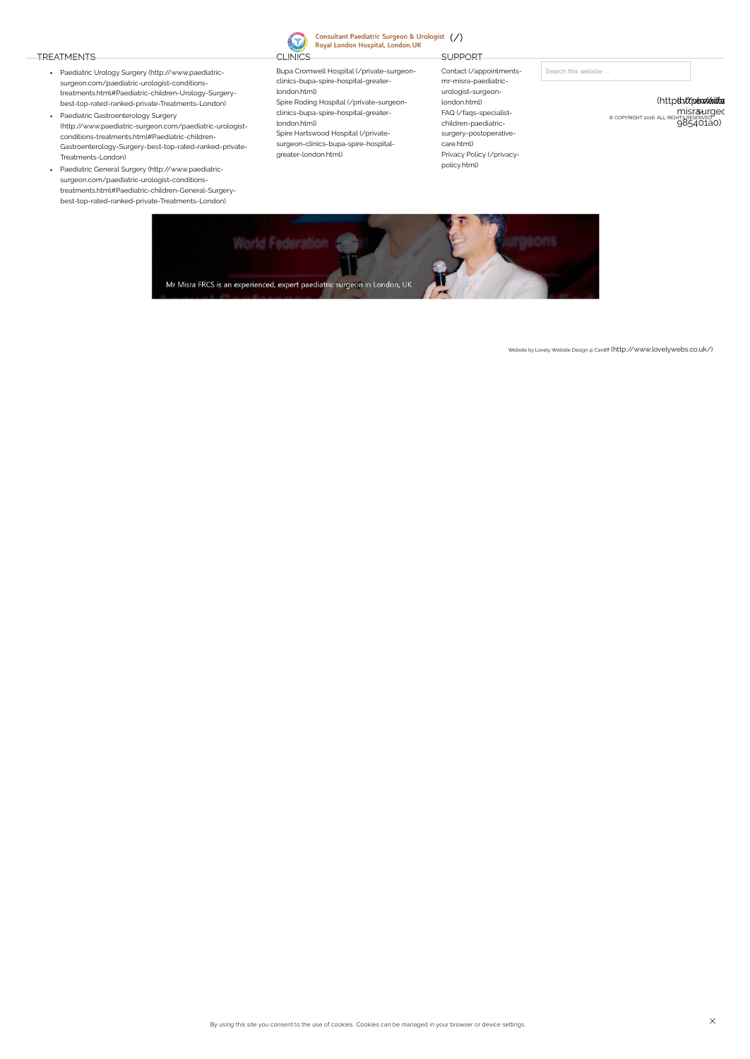Consultant Paediatric Surgeon & Urologist
Royal London Hospital, London, UK (/)

## TREATMENTS

- Paediatric Urology Surgery (http://www.paediatric-surgeon.com/paediatric-urologist-conditions-treatments.html#Paediatric-children-Urology-Surgery-best-top-rated-ranked-private-Treatments-London)
- Paediatric Gastroenterology Surgery (http://www.paediatric-surgeon.com/paediatric-urologist-conditions-treatments.html#Paediatric-children-Gastroenterology-Surgery-best-top-rated-ranked-private-Treatments-London)
- Paediatric General Surgery (http://www.paediatric-surgeon.com/paediatric-urologist-conditions-treatments.html#Paediatric-children-General-Surgery-best-top-rated-ranked-private-Treatments-London)

## CLINICS

Bupa Cromwell Hospital (/private-surgeon-clinics-bupa-spire-hospital-greater-london.html)
Spire Roding Hospital (/private-surgeon-clinics-bupa-spire-hospital-greater-london.html)
Spire Hartswood Hospital (/private-surgeon-clinics-bupa-spire-hospital-greater-london.html)

## SUPPORT

Contact (/appointments-mr-misra-paediatric-urologist-surgeon-london.html)
FAQ (/faqs-specialist-children-paediatric-surgery-postoperative-care.html)
Privacy Policy (/privacy-policy.html)

Search this website ...

© COPYRIGHT 2016. ALL RIGHTS RESERVED.

Mr Misra FRCS is an experienced, expert paediatric surgeon in London, UK

Website by Lovely Website Design @ Cardiff (http://www.lovelywebs.co.uk/)

By using this site you consent to the use of cookies. Cookies can be managed in your browser or device settings.